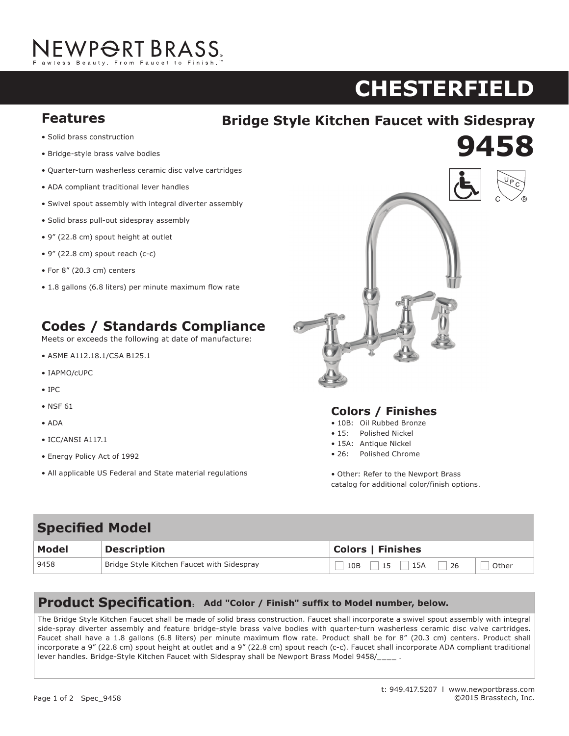# NEWPORT BRASS

Flawless Beauty. From Faucet to Finish.™

# CHESTERFIELD

## Bridge Style Kitchen Faucet with Sidespray

# 9458

## Features

- Solid brass construction
- Bridge-style brass valve bodies
- Quarter-turn washerless ceramic disc valve cartridges
- ADA compliant traditional lever handles
- Swivel spout assembly with integral diverter assembly
- Solid brass pull-out sidespray assembly
- 9” (22.8 cm) spout height at outlet
- 9” (22.8 cm) spout reach (c-c)
- For 8” (20.3 cm) centers
- 1.8 gallons (6.8 liters) per minute maximum flow rate

## Codes / Standards Compliance

Meets or exceeds the following at date of manufacture:

- ASME A112.18.1/CSA B125.1
- IAPMO/cUPC
- IPC
- NSF 61
- ADA
- ICC/ANSI A117.1
- Energy Policy Act of 1992
- All applicable US Federal and State material regulations

## Colors / Finishes

- 10B: Oil Rubbed Bronze
- 15: Polished Nickel
- 15A: Antique Nickel
- 26: Polished Chrome

- Other: Refer to the Newport Brass catalog for additional color/finish options.

## Specified Model

| Model | Description | Colors \| Finishes |
|---|---|---|
| 9458 | Bridge Style Kitchen Faucet with Sidespray | ☐ 10B ☐ 15 ☐ 15A ☐ 26 ☐ Other |

## Product Specification: Add "Color / Finish" suffix to Model number, below.

The Bridge Style Kitchen Faucet shall be made of solid brass construction. Faucet shall incorporate a swivel spout assembly with integral side-spray diverter assembly and feature bridge-style brass valve bodies with quarter-turn washerless ceramic disc valve cartridges. Faucet shall have a 1.8 gallons (6.8 liters) per minute maximum flow rate. Product shall be for 8” (20.3 cm) centers. Product shall incorporate a 9” (22.8 cm) spout height at outlet and a 9” (22.8 cm) spout reach (c-c). Faucet shall incorporate ADA compliant traditional lever handles. Bridge-Style Kitchen Faucet with Sidespray shall be Newport Brass Model 9458/____ .

t: 949.417.5207 | www.newportbrass.com
©2015 Brasstech, Inc.

Spec_9458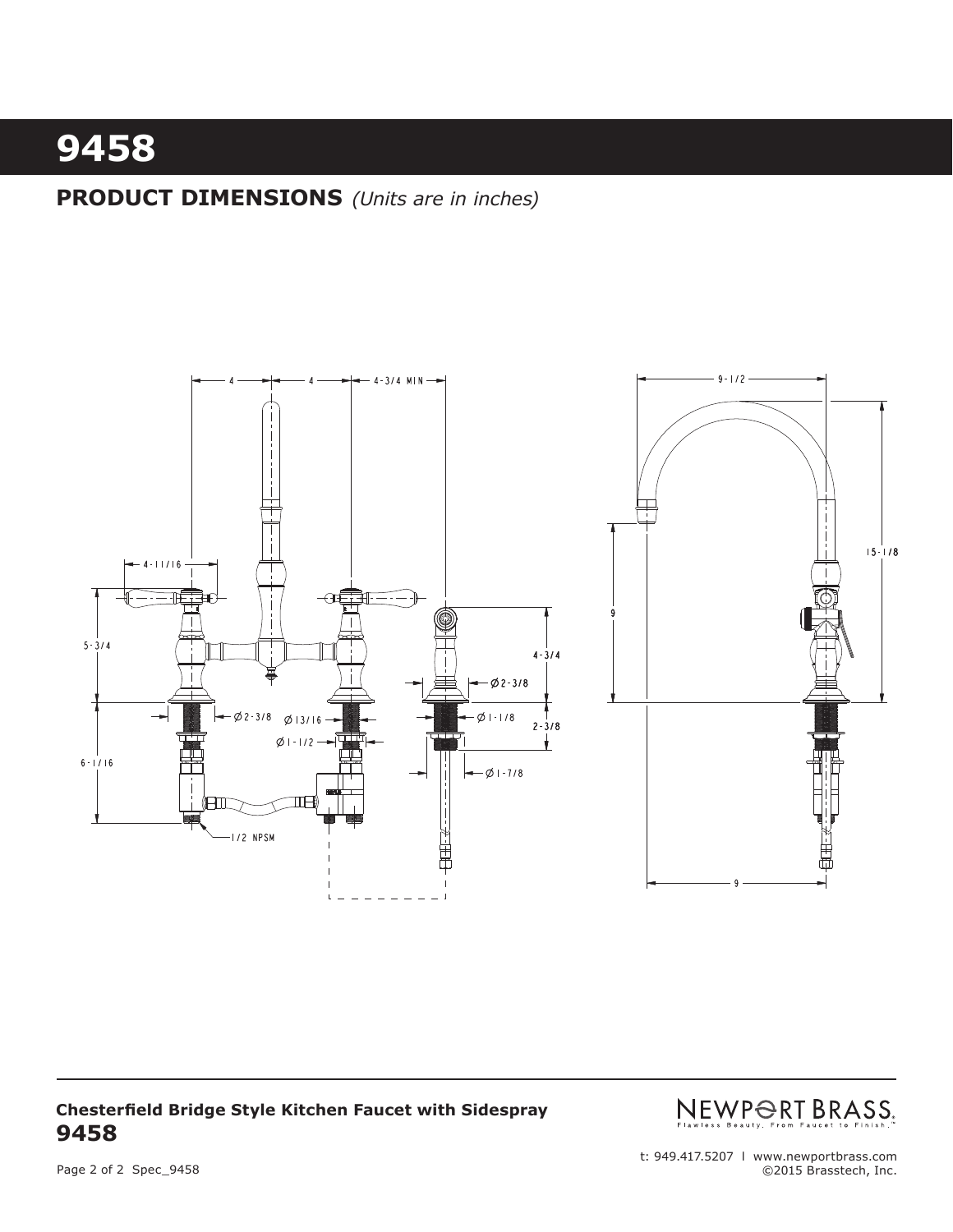# 9458

## **PRODUCT DIMENSIONS** *(Units are in inches)*

4
4
4-3/4 MIN
4-11/16
5-3/4
6-1/16
Ø 2-3/8
Ø 13/16
Ø 1-1/2
1/2 NPSM
4-3/4
Ø 2-3/8
Ø 1-1/8
2-3/8
Ø 1-7/8
9-1/2
15-1/8
9
9

**Chesterfield Bridge Style Kitchen Faucet with Sidespray**
**9458**

NEWPORT BRASS.
Flawless Beauty. From Faucet to Finish.™

t: 949.417.5207 l www.newportbrass.com
©2015 Brasstech, Inc.

Spec_9458